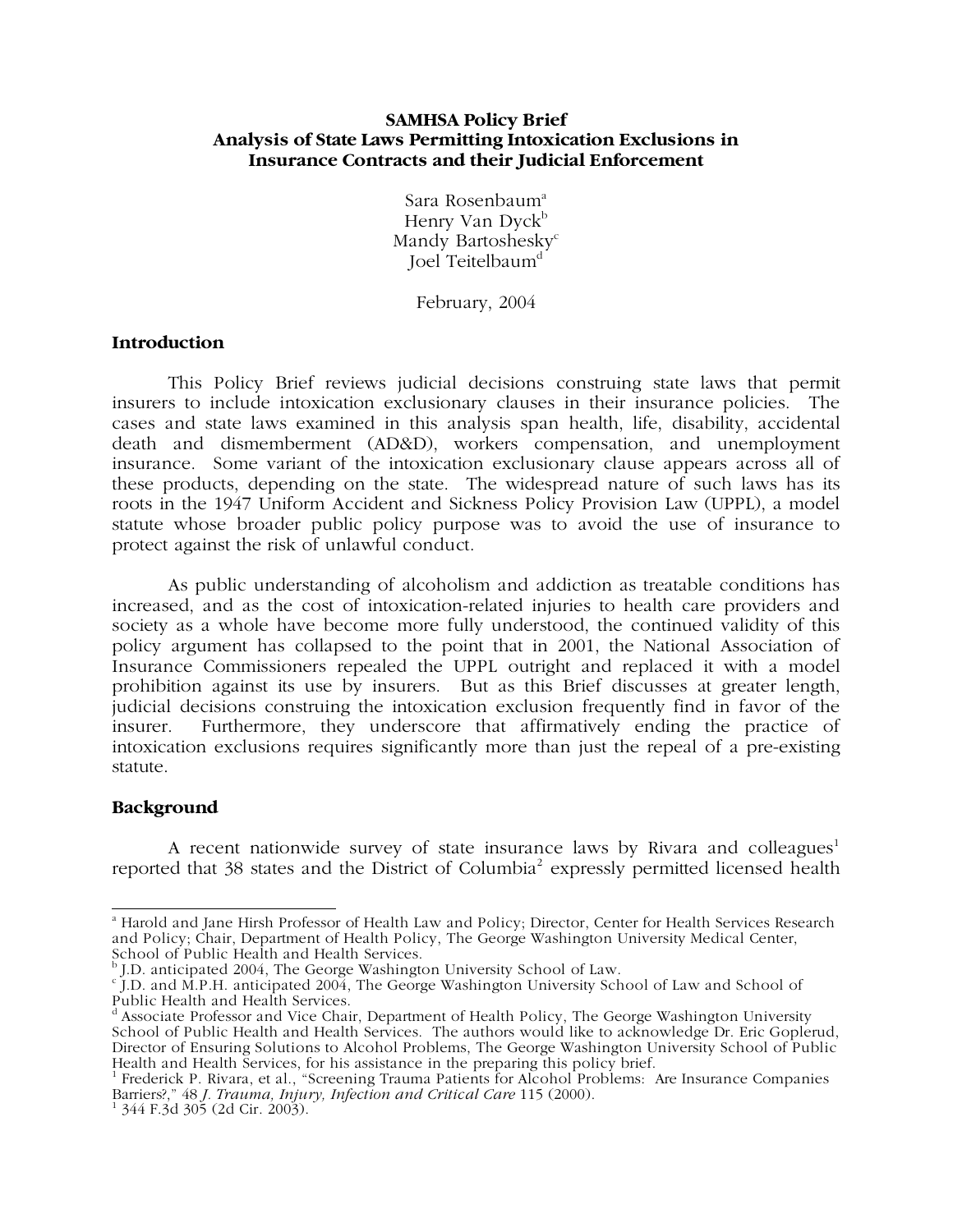# SAMHSA Policy Brief
## Analysis of State Laws Permitting Intoxication Exclusions in Insurance Contracts and their Judicial Enforcement

Sara Rosenbaum[a]
Henry Van Dyck[b]
Mandy Bartoshesky[c]
Joel Teitelbaum[d]

February, 2004

### Introduction

This Policy Brief reviews judicial decisions construing state laws that permit insurers to include intoxication exclusionary clauses in their insurance policies. The cases and state laws examined in this analysis span health, life, disability, accidental death and dismemberment (AD&D), workers compensation, and unemployment insurance. Some variant of the intoxication exclusionary clause appears across all of these products, depending on the state. The widespread nature of such laws has its roots in the 1947 Uniform Accident and Sickness Policy Provision Law (UPPL), a model statute whose broader public policy purpose was to avoid the use of insurance to protect against the risk of unlawful conduct.

As public understanding of alcoholism and addiction as treatable conditions has increased, and as the cost of intoxication-related injuries to health care providers and society as a whole have become more fully understood, the continued validity of this policy argument has collapsed to the point that in 2001, the National Association of Insurance Commissioners repealed the UPPL outright and replaced it with a model prohibition against its use by insurers. But as this Brief discusses at greater length, judicial decisions construing the intoxication exclusion frequently find in favor of the insurer. Furthermore, they underscore that affirmatively ending the practice of intoxication exclusions requires significantly more than just the repeal of a pre-existing statute.

### Background

A recent nationwide survey of state insurance laws by Rivara and colleagues[1] reported that 38 states and the District of Columbia[2] expressly permitted licensed health

---

[a] Harold and Jane Hirsh Professor of Health Law and Policy; Director, Center for Health Services Research and Policy; Chair, Department of Health Policy, The George Washington University Medical Center, School of Public Health and Health Services.

[b] J.D. anticipated 2004, The George Washington University School of Law.

[c] J.D. and M.P.H. anticipated 2004, The George Washington University School of Law and School of Public Health and Health Services.

[d] Associate Professor and Vice Chair, Department of Health Policy, The George Washington University School of Public Health and Health Services. The authors would like to acknowledge Dr. Eric Goplerud, Director of Ensuring Solutions to Alcohol Problems, The George Washington University School of Public Health and Health Services, for his assistance in the preparing this policy brief.

[1] Frederick P. Rivara, et al., "Screening Trauma Patients for Alcohol Problems: Are Insurance Companies Barriers?," 48 *J. Trauma, Injury, Infection and Critical Care* 115 (2000).

[1] 344 F.3d 305 (2d Cir. 2003).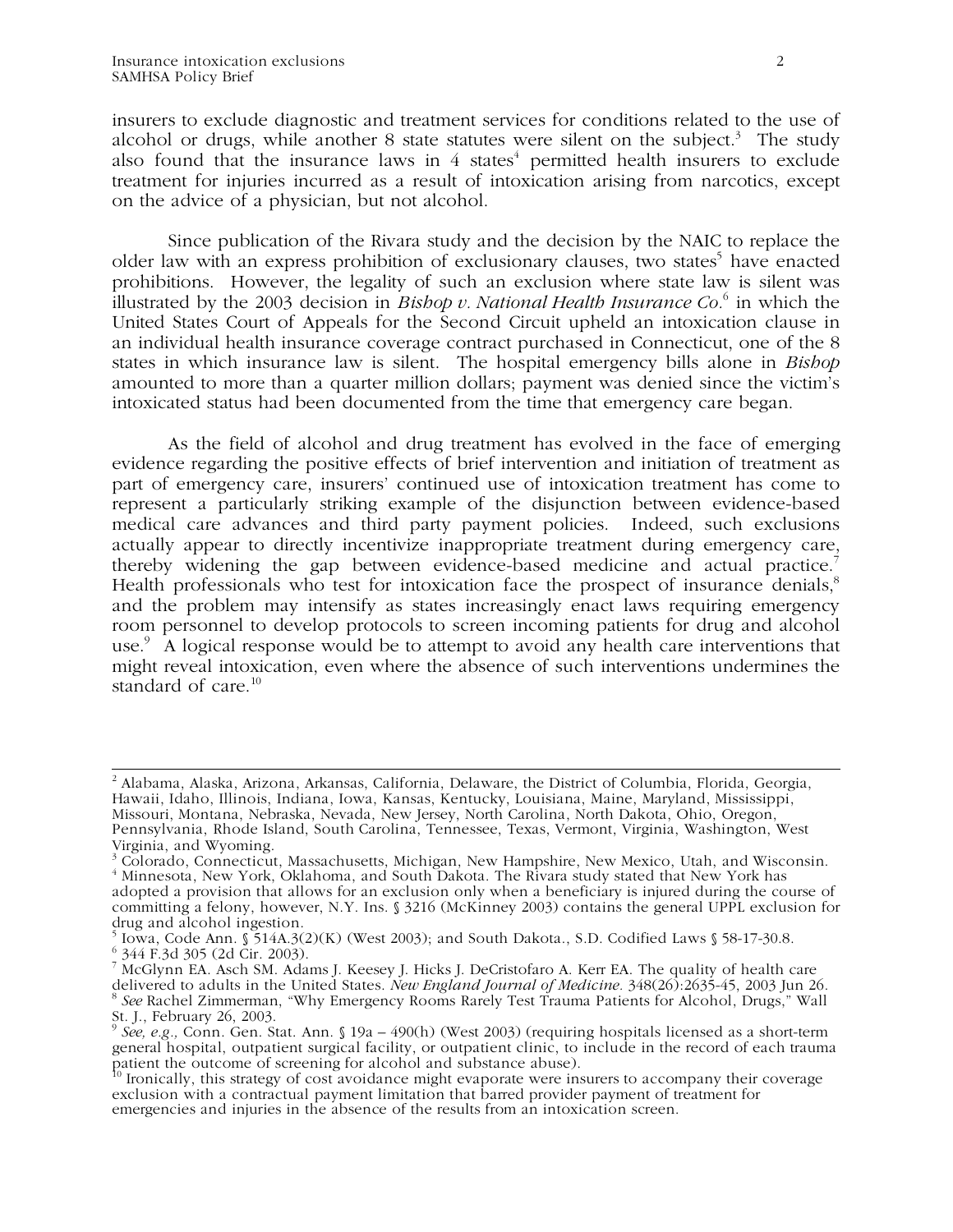insurers to exclude diagnostic and treatment services for conditions related to the use of alcohol or drugs, while another 8 state statutes were silent on the subject.[3] The study also found that the insurance laws in 4 states[4] permitted health insurers to exclude treatment for injuries incurred as a result of intoxication arising from narcotics, except on the advice of a physician, but not alcohol.

Since publication of the Rivara study and the decision by the NAIC to replace the older law with an express prohibition of exclusionary clauses, two states[5] have enacted prohibitions. However, the legality of such an exclusion where state law is silent was illustrated by the 2003 decision in *Bishop v. National Health Insurance Co.*[6] in which the United States Court of Appeals for the Second Circuit upheld an intoxication clause in an individual health insurance coverage contract purchased in Connecticut, one of the 8 states in which insurance law is silent. The hospital emergency bills alone in *Bishop* amounted to more than a quarter million dollars; payment was denied since the victim's intoxicated status had been documented from the time that emergency care began.

As the field of alcohol and drug treatment has evolved in the face of emerging evidence regarding the positive effects of brief intervention and initiation of treatment as part of emergency care, insurers' continued use of intoxication treatment has come to represent a particularly striking example of the disjunction between evidence-based medical care advances and third party payment policies. Indeed, such exclusions actually appear to directly incentivize inappropriate treatment during emergency care, thereby widening the gap between evidence-based medicine and actual practice.[7] Health professionals who test for intoxication face the prospect of insurance denials,[8] and the problem may intensify as states increasingly enact laws requiring emergency room personnel to develop protocols to screen incoming patients for drug and alcohol use.[9] A logical response would be to attempt to avoid any health care interventions that might reveal intoxication, even where the absence of such interventions undermines the standard of care.[10]

---

[2] Alabama, Alaska, Arizona, Arkansas, California, Delaware, the District of Columbia, Florida, Georgia, Hawaii, Idaho, Illinois, Indiana, Iowa, Kansas, Kentucky, Louisiana, Maine, Maryland, Mississippi, Missouri, Montana, Nebraska, Nevada, New Jersey, North Carolina, North Dakota, Ohio, Oregon, Pennsylvania, Rhode Island, South Carolina, Tennessee, Texas, Vermont, Virginia, Washington, West Virginia, and Wyoming.

[3] Colorado, Connecticut, Massachusetts, Michigan, New Hampshire, New Mexico, Utah, and Wisconsin.

[4] Minnesota, New York, Oklahoma, and South Dakota. The Rivara study stated that New York has adopted a provision that allows for an exclusion only when a beneficiary is injured during the course of committing a felony, however, N.Y. Ins. § 3216 (McKinney 2003) contains the general UPPL exclusion for drug and alcohol ingestion.

[5] Iowa, Code Ann. § 514A.3(2)(K) (West 2003); and South Dakota., S.D. Codified Laws § 58-17-30.8.

[6] 344 F.3d 305 (2d Cir. 2003).

[7] McGlynn EA. Asch SM. Adams J. Keesey J. Hicks J. DeCristofaro A. Kerr EA. The quality of health care delivered to adults in the United States. *New England Journal of Medicine*. 348(26):2635-45, 2003 Jun 26.

[8] *See* Rachel Zimmerman, "Why Emergency Rooms Rarely Test Trauma Patients for Alcohol, Drugs," Wall St. J., February 26, 2003.

[9] *See, e.g.,* Conn. Gen. Stat. Ann. § 19a – 490(h) (West 2003) (requiring hospitals licensed as a short-term general hospital, outpatient surgical facility, or outpatient clinic, to include in the record of each trauma patient the outcome of screening for alcohol and substance abuse).

[10] Ironically, this strategy of cost avoidance might evaporate were insurers to accompany their coverage exclusion with a contractual payment limitation that barred provider payment of treatment for emergencies and injuries in the absence of the results from an intoxication screen.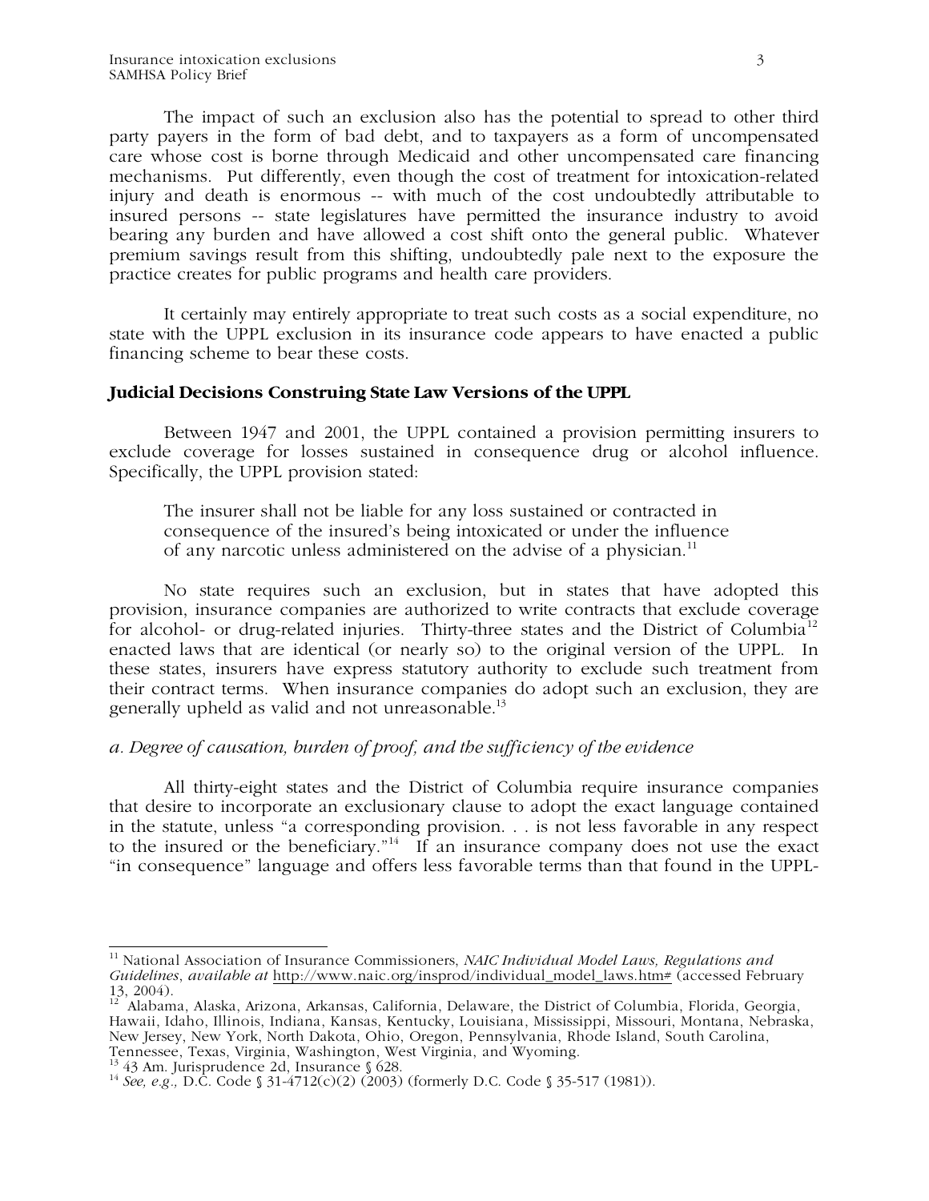The impact of such an exclusion also has the potential to spread to other third party payers in the form of bad debt, and to taxpayers as a form of uncompensated care whose cost is borne through Medicaid and other uncompensated care financing mechanisms. Put differently, even though the cost of treatment for intoxication-related injury and death is enormous -- with much of the cost undoubtedly attributable to insured persons -- state legislatures have permitted the insurance industry to avoid bearing any burden and have allowed a cost shift onto the general public. Whatever premium savings result from this shifting, undoubtedly pale next to the exposure the practice creates for public programs and health care providers.

It certainly may entirely appropriate to treat such costs as a social expenditure, no state with the UPPL exclusion in its insurance code appears to have enacted a public financing scheme to bear these costs.

## Judicial Decisions Construing State Law Versions of the UPPL

Between 1947 and 2001, the UPPL contained a provision permitting insurers to exclude coverage for losses sustained in consequence drug or alcohol influence. Specifically, the UPPL provision stated:

> The insurer shall not be liable for any loss sustained or contracted in consequence of the insured's being intoxicated or under the influence of any narcotic unless administered on the advise of a physician.[11]

No state requires such an exclusion, but in states that have adopted this provision, insurance companies are authorized to write contracts that exclude coverage for alcohol- or drug-related injuries. Thirty-three states and the District of Columbia[12] enacted laws that are identical (or nearly so) to the original version of the UPPL. In these states, insurers have express statutory authority to exclude such treatment from their contract terms. When insurance companies do adopt such an exclusion, they are generally upheld as valid and not unreasonable.[13]

*a. Degree of causation, burden of proof, and the sufficiency of the evidence*

All thirty-eight states and the District of Columbia require insurance companies that desire to incorporate an exclusionary clause to adopt the exact language contained in the statute, unless "a corresponding provision. . . is not less favorable in any respect to the insured or the beneficiary."[14] If an insurance company does not use the exact "in consequence" language and offers less favorable terms than that found in the UPPL-

---

[11] National Association of Insurance Commissioners, *NAIC Individual Model Laws, Regulations and Guidelines*, *available at* http://www.naic.org/insprod/individual_model_laws.htm# (accessed February 13, 2004).

[12] Alabama, Alaska, Arizona, Arkansas, California, Delaware, the District of Columbia, Florida, Georgia, Hawaii, Idaho, Illinois, Indiana, Kansas, Kentucky, Louisiana, Mississippi, Missouri, Montana, Nebraska, New Jersey, New York, North Dakota, Ohio, Oregon, Pennsylvania, Rhode Island, South Carolina, Tennessee, Texas, Virginia, Washington, West Virginia, and Wyoming.

[13] 43 Am. Jurisprudence 2d, Insurance § 628.

[14] *See, e.g.,* D.C. Code § 31-4712(c)(2) (2003) (formerly D.C. Code § 35-517 (1981)).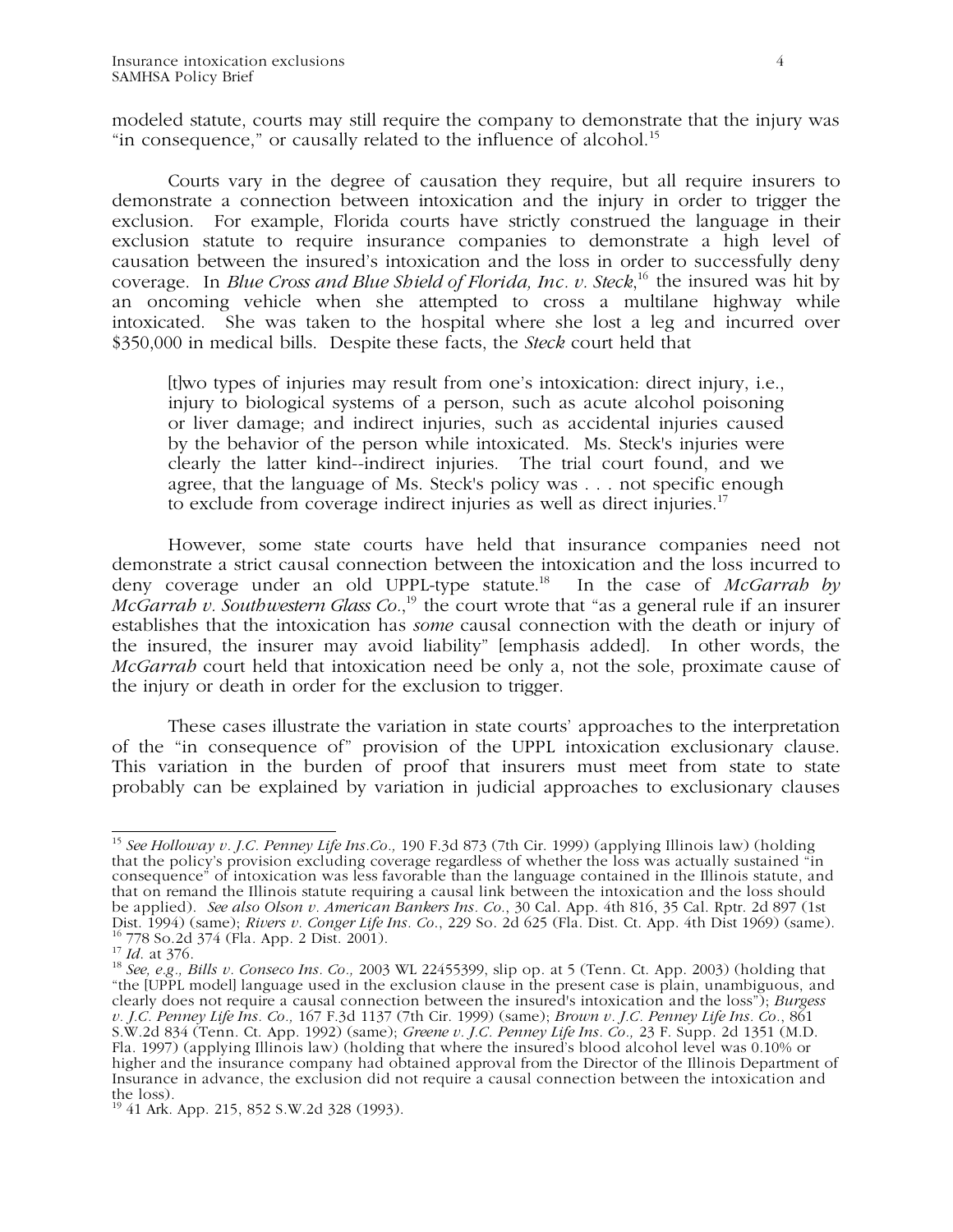modeled statute, courts may still require the company to demonstrate that the injury was "in consequence," or causally related to the influence of alcohol.[15]

Courts vary in the degree of causation they require, but all require insurers to demonstrate a connection between intoxication and the injury in order to trigger the exclusion. For example, Florida courts have strictly construed the language in their exclusion statute to require insurance companies to demonstrate a high level of causation between the insured's intoxication and the loss in order to successfully deny coverage. In *Blue Cross and Blue Shield of Florida, Inc. v. Steck*,[16] the insured was hit by an oncoming vehicle when she attempted to cross a multilane highway while intoxicated. She was taken to the hospital where she lost a leg and incurred over $350,000 in medical bills. Despite these facts, the *Steck* court held that

> [t]wo types of injuries may result from one's intoxication: direct injury, i.e., injury to biological systems of a person, such as acute alcohol poisoning or liver damage; and indirect injuries, such as accidental injuries caused by the behavior of the person while intoxicated. Ms. Steck's injuries were clearly the latter kind--indirect injuries. The trial court found, and we agree, that the language of Ms. Steck's policy was . . . not specific enough to exclude from coverage indirect injuries as well as direct injuries.[17]

However, some state courts have held that insurance companies need not demonstrate a strict causal connection between the intoxication and the loss incurred to deny coverage under an old UPPL-type statute.[18] In the case of *McGarrah by McGarrah v. Southwestern Glass Co.*,[19] the court wrote that "as a general rule if an insurer establishes that the intoxication has *some* causal connection with the death or injury of the insured, the insurer may avoid liability" [emphasis added]. In other words, the *McGarrah* court held that intoxication need be only a, not the sole, proximate cause of the injury or death in order for the exclusion to trigger.

These cases illustrate the variation in state courts' approaches to the interpretation of the "in consequence of" provision of the UPPL intoxication exclusionary clause. This variation in the burden of proof that insurers must meet from state to state probably can be explained by variation in judicial approaches to exclusionary clauses

---

[15] *See Holloway v. J.C. Penney Life Ins.Co.,* 190 F.3d 873 (7th Cir. 1999) (applying Illinois law) (holding that the policy's provision excluding coverage regardless of whether the loss was actually sustained "in consequence" of intoxication was less favorable than the language contained in the Illinois statute, and that on remand the Illinois statute requiring a causal link between the intoxication and the loss should be applied). *See also Olson v. American Bankers Ins. Co.*, 30 Cal. App. 4th 816, 35 Cal. Rptr. 2d 897 (1st Dist. 1994) (same); *Rivers v. Conger Life Ins. Co.*, 229 So. 2d 625 (Fla. Dist. Ct. App. 4th Dist 1969) (same).

[16] 778 So.2d 374 (Fla. App. 2 Dist. 2001).

[17] *Id.* at 376.

[18] *See, e.g., Bills v. Conseco Ins. Co.,* 2003 WL 22455399, slip op. at 5 (Tenn. Ct. App. 2003) (holding that "the [UPPL model] language used in the exclusion clause in the present case is plain, unambiguous, and clearly does not require a causal connection between the insured's intoxication and the loss"); *Burgess v. J.C. Penney Life Ins. Co.,* 167 F.3d 1137 (7th Cir. 1999) (same); *Brown v. J.C. Penney Life Ins. Co.*, 861 S.W.2d 834 (Tenn. Ct. App. 1992) (same); *Greene v. J.C. Penney Life Ins. Co.,* 23 F. Supp. 2d 1351 (M.D. Fla. 1997) (applying Illinois law) (holding that where the insured's blood alcohol level was 0.10% or higher and the insurance company had obtained approval from the Director of the Illinois Department of Insurance in advance, the exclusion did not require a causal connection between the intoxication and the loss).

[19] 41 Ark. App. 215, 852 S.W.2d 328 (1993).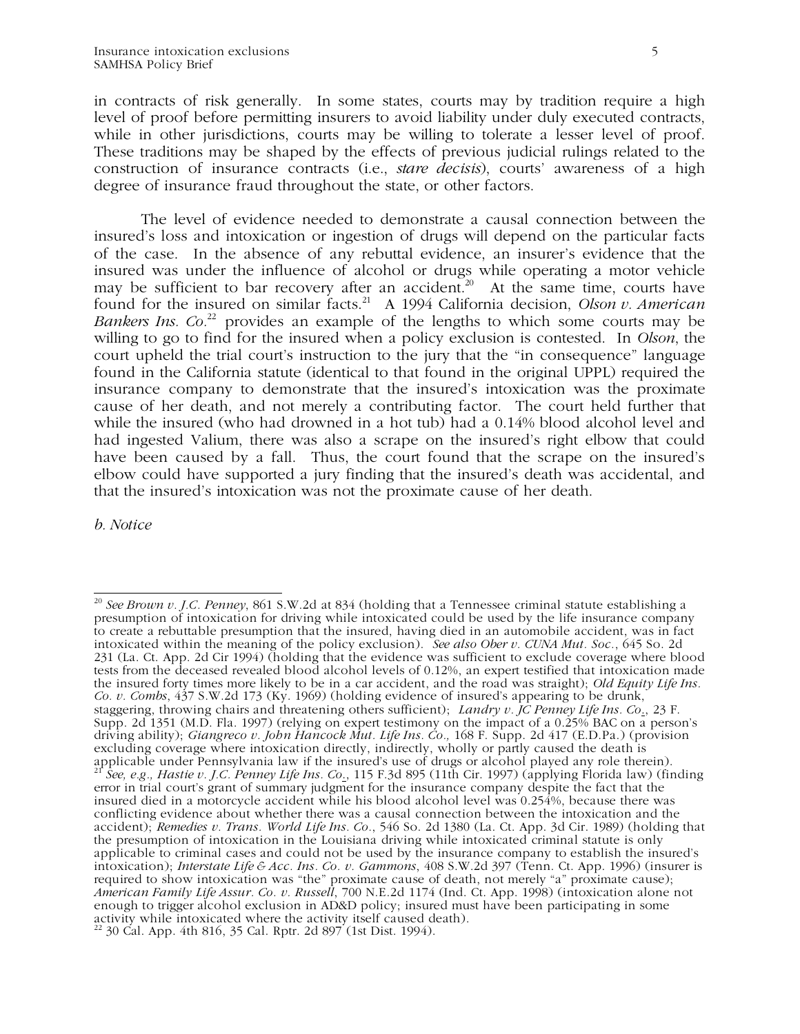in contracts of risk generally. In some states, courts may by tradition require a high level of proof before permitting insurers to avoid liability under duly executed contracts, while in other jurisdictions, courts may be willing to tolerate a lesser level of proof. These traditions may be shaped by the effects of previous judicial rulings related to the construction of insurance contracts (i.e., *stare decisis*), courts' awareness of a high degree of insurance fraud throughout the state, or other factors.

The level of evidence needed to demonstrate a causal connection between the insured's loss and intoxication or ingestion of drugs will depend on the particular facts of the case. In the absence of any rebuttal evidence, an insurer's evidence that the insured was under the influence of alcohol or drugs while operating a motor vehicle may be sufficient to bar recovery after an accident.[20] At the same time, courts have found for the insured on similar facts.[21] A 1994 California decision, *Olson v. American Bankers Ins. Co.*[22] provides an example of the lengths to which some courts may be willing to go to find for the insured when a policy exclusion is contested. In *Olson*, the court upheld the trial court's instruction to the jury that the "in consequence" language found in the California statute (identical to that found in the original UPPL) required the insurance company to demonstrate that the insured's intoxication was the proximate cause of her death, and not merely a contributing factor. The court held further that while the insured (who had drowned in a hot tub) had a 0.14% blood alcohol level and had ingested Valium, there was also a scrape on the insured's right elbow that could have been caused by a fall. Thus, the court found that the scrape on the insured's elbow could have supported a jury finding that the insured's death was accidental, and that the insured's intoxication was not the proximate cause of her death.

*b. Notice*

---

[20] *See Brown v. J.C. Penney*, 861 S.W.2d at 834 (holding that a Tennessee criminal statute establishing a presumption of intoxication for driving while intoxicated could be used by the life insurance company to create a rebuttable presumption that the insured, having died in an automobile accident, was in fact intoxicated within the meaning of the policy exclusion). *See also Ober v. CUNA Mut. Soc.*, 645 So. 2d 231 (La. Ct. App. 2d Cir 1994) (holding that the evidence was sufficient to exclude coverage where blood tests from the deceased revealed blood alcohol levels of 0.12%, an expert testified that intoxication made the insured forty times more likely to be in a car accident, and the road was straight); *Old Equity Life Ins. Co. v. Combs*, 437 S.W.2d 173 (Ky. 1969) (holding evidence of insured's appearing to be drunk, staggering, throwing chairs and threatening others sufficient); *Landry v. JC Penney Life Ins. Co.*, 23 F. Supp. 2d 1351 (M.D. Fla. 1997) (relying on expert testimony on the impact of a 0.25% BAC on a person's driving ability); *Giangreco v. John Hancock Mut. Life Ins. Co.*, 168 F. Supp. 2d 417 (E.D.Pa.) (provision excluding coverage where intoxication directly, indirectly, wholly or partly caused the death is applicable under Pennsylvania law if the insured's use of drugs or alcohol played any role therein).

[21] *See, e.g., Hastie v. J.C. Penney Life Ins. Co.*, 115 F.3d 895 (11th Cir. 1997) (applying Florida law) (finding error in trial court's grant of summary judgment for the insurance company despite the fact that the insured died in a motorcycle accident while his blood alcohol level was 0.254%, because there was conflicting evidence about whether there was a causal connection between the intoxication and the accident); *Remedies v. Trans. World Life Ins. Co.*, 546 So. 2d 1380 (La. Ct. App. 3d Cir. 1989) (holding that the presumption of intoxication in the Louisiana driving while intoxicated criminal statute is only applicable to criminal cases and could not be used by the insurance company to establish the insured's intoxication); *Interstate Life & Acc. Ins. Co. v. Gammons*, 408 S.W.2d 397 (Tenn. Ct. App. 1996) (insurer is required to show intoxication was "the" proximate cause of death, not merely "a" proximate cause); *American Family Life Assur. Co. v. Russell*, 700 N.E.2d 1174 (Ind. Ct. App. 1998) (intoxication alone not enough to trigger alcohol exclusion in AD&D policy; insured must have been participating in some activity while intoxicated where the activity itself caused death).

[22] 30 Cal. App. 4th 816, 35 Cal. Rptr. 2d 897 (1st Dist. 1994).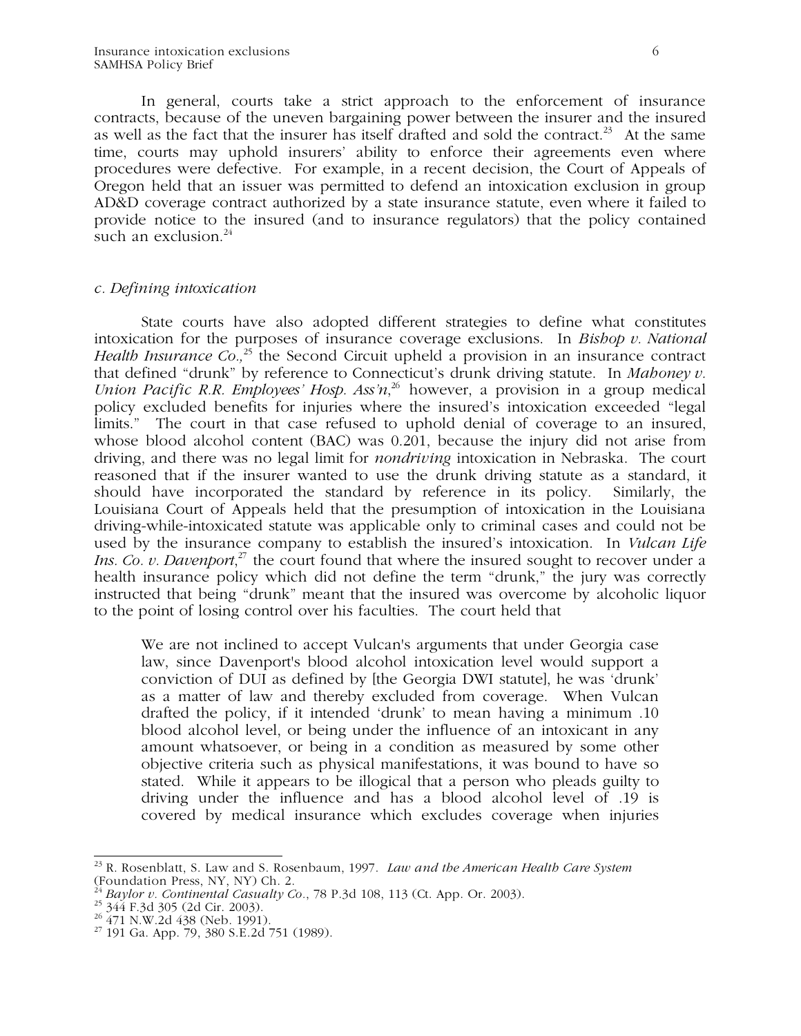In general, courts take a strict approach to the enforcement of insurance contracts, because of the uneven bargaining power between the insurer and the insured as well as the fact that the insurer has itself drafted and sold the contract.[23] At the same time, courts may uphold insurers' ability to enforce their agreements even where procedures were defective. For example, in a recent decision, the Court of Appeals of Oregon held that an issuer was permitted to defend an intoxication exclusion in group AD&D coverage contract authorized by a state insurance statute, even where it failed to provide notice to the insured (and to insurance regulators) that the policy contained such an exclusion.[24]

*c. Defining intoxication*

State courts have also adopted different strategies to define what constitutes intoxication for the purposes of insurance coverage exclusions. In *Bishop v. National Health Insurance Co.*,[25] the Second Circuit upheld a provision in an insurance contract that defined "drunk" by reference to Connecticut's drunk driving statute. In *Mahoney v. Union Pacific R.R. Employees' Hosp. Ass'n*,[26] however, a provision in a group medical policy excluded benefits for injuries where the insured's intoxication exceeded "legal limits." The court in that case refused to uphold denial of coverage to an insured, whose blood alcohol content (BAC) was 0.201, because the injury did not arise from driving, and there was no legal limit for *nondriving* intoxication in Nebraska. The court reasoned that if the insurer wanted to use the drunk driving statute as a standard, it should have incorporated the standard by reference in its policy. Similarly, the Louisiana Court of Appeals held that the presumption of intoxication in the Louisiana driving-while-intoxicated statute was applicable only to criminal cases and could not be used by the insurance company to establish the insured's intoxication. In *Vulcan Life Ins. Co. v. Davenport*,[27] the court found that where the insured sought to recover under a health insurance policy which did not define the term "drunk," the jury was correctly instructed that being "drunk" meant that the insured was overcome by alcoholic liquor to the point of losing control over his faculties. The court held that

> We are not inclined to accept Vulcan's arguments that under Georgia case law, since Davenport's blood alcohol intoxication level would support a conviction of DUI as defined by [the Georgia DWI statute], he was 'drunk' as a matter of law and thereby excluded from coverage. When Vulcan drafted the policy, if it intended 'drunk' to mean having a minimum .10 blood alcohol level, or being under the influence of an intoxicant in any amount whatsoever, or being in a condition as measured by some other objective criteria such as physical manifestations, it was bound to have so stated. While it appears to be illogical that a person who pleads guilty to driving under the influence and has a blood alcohol level of .19 is covered by medical insurance which excludes coverage when injuries

---

[23] R. Rosenblatt, S. Law and S. Rosenbaum, 1997. *Law and the American Health Care System* (Foundation Press, NY, NY) Ch. 2.

[24] *Baylor v. Continental Casualty Co.*, 78 P.3d 108, 113 (Ct. App. Or. 2003).

[25] 344 F.3d 305 (2d Cir. 2003).

[26] 471 N.W.2d 438 (Neb. 1991).

[27] 191 Ga. App. 79, 380 S.E.2d 751 (1989).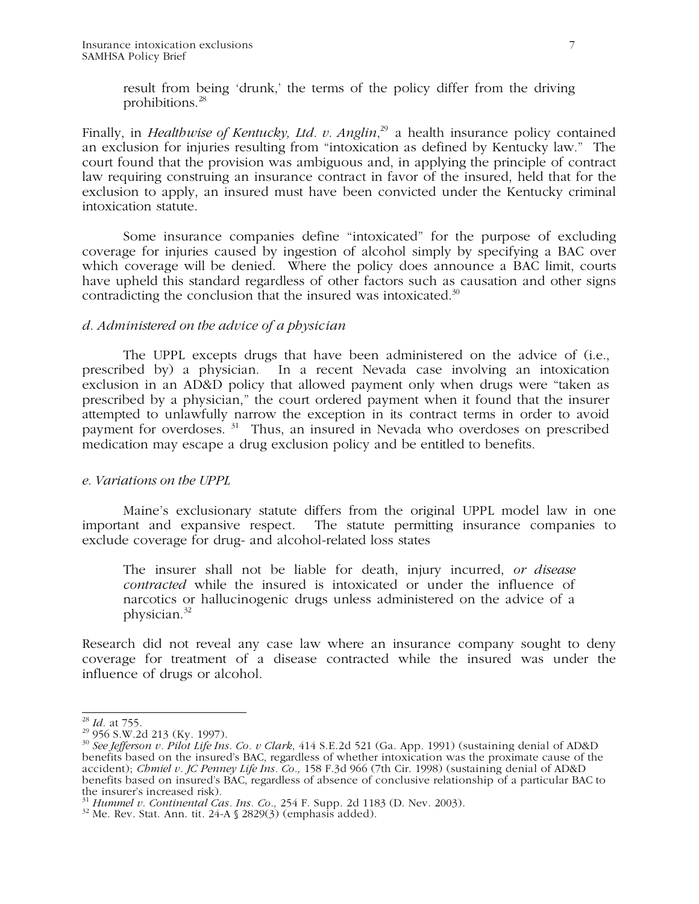> result from being 'drunk,' the terms of the policy differ from the driving prohibitions.[28]

Finally, in *Healthwise of Kentucky, Ltd. v. Anglin*,[29] a health insurance policy contained an exclusion for injuries resulting from "intoxication as defined by Kentucky law." The court found that the provision was ambiguous and, in applying the principle of contract law requiring construing an insurance contract in favor of the insured, held that for the exclusion to apply, an insured must have been convicted under the Kentucky criminal intoxication statute.

Some insurance companies define "intoxicated" for the purpose of excluding coverage for injuries caused by ingestion of alcohol simply by specifying a BAC over which coverage will be denied. Where the policy does announce a BAC limit, courts have upheld this standard regardless of other factors such as causation and other signs contradicting the conclusion that the insured was intoxicated.[30]

*d. Administered on the advice of a physician*

The UPPL excepts drugs that have been administered on the advice of (i.e., prescribed by) a physician. In a recent Nevada case involving an intoxication exclusion in an AD&D policy that allowed payment only when drugs were "taken as prescribed by a physician," the court ordered payment when it found that the insurer attempted to unlawfully narrow the exception in its contract terms in order to avoid payment for overdoses.[31] Thus, an insured in Nevada who overdoses on prescribed medication may escape a drug exclusion policy and be entitled to benefits.

*e. Variations on the UPPL*

Maine's exclusionary statute differs from the original UPPL model law in one important and expansive respect. The statute permitting insurance companies to exclude coverage for drug- and alcohol-related loss states

> The insurer shall not be liable for death, injury incurred, *or disease contracted* while the insured is intoxicated or under the influence of narcotics or hallucinogenic drugs unless administered on the advice of a physician.[32]

Research did not reveal any case law where an insurance company sought to deny coverage for treatment of a disease contracted while the insured was under the influence of drugs or alcohol.

---

[28] *Id.* at 755.

[29] 956 S.W.2d 213 (Ky. 1997).

[30] *See Jefferson v. Pilot Life Ins. Co. v Clark*, 414 S.E.2d 521 (Ga. App. 1991) (sustaining denial of AD&D benefits based on the insured's BAC, regardless of whether intoxication was the proximate cause of the accident); *Chmiel v. JC Penney Life Ins. Co.,* 158 F.3d 966 (7th Cir. 1998) (sustaining denial of AD&D benefits based on insured's BAC, regardless of absence of conclusive relationship of a particular BAC to the insurer's increased risk).

[31] *Hummel v. Continental Cas. Ins. Co.,* 254 F. Supp. 2d 1183 (D. Nev. 2003).

[32] Me. Rev. Stat. Ann. tit. 24-A § 2829(3) (emphasis added).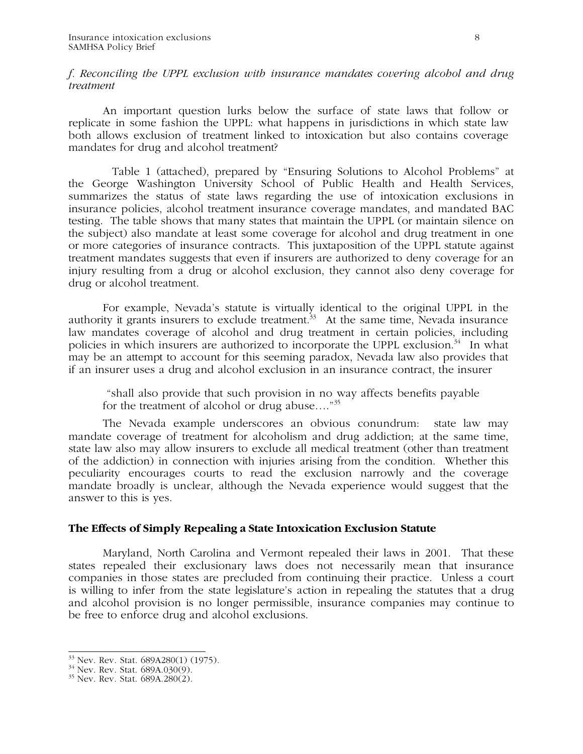*f. Reconciling the UPPL exclusion with insurance mandates covering alcohol and drug treatment*

An important question lurks below the surface of state laws that follow or replicate in some fashion the UPPL: what happens in jurisdictions in which state law both allows exclusion of treatment linked to intoxication but also contains coverage mandates for drug and alcohol treatment?

Table 1 (attached), prepared by "Ensuring Solutions to Alcohol Problems" at the George Washington University School of Public Health and Health Services, summarizes the status of state laws regarding the use of intoxication exclusions in insurance policies, alcohol treatment insurance coverage mandates, and mandated BAC testing. The table shows that many states that maintain the UPPL (or maintain silence on the subject) also mandate at least some coverage for alcohol and drug treatment in one or more categories of insurance contracts. This juxtaposition of the UPPL statute against treatment mandates suggests that even if insurers are authorized to deny coverage for an injury resulting from a drug or alcohol exclusion, they cannot also deny coverage for drug or alcohol treatment.

For example, Nevada's statute is virtually identical to the original UPPL in the authority it grants insurers to exclude treatment.[33] At the same time, Nevada insurance law mandates coverage of alcohol and drug treatment in certain policies, including policies in which insurers are authorized to incorporate the UPPL exclusion.[34] In what may be an attempt to account for this seeming paradox, Nevada law also provides that if an insurer uses a drug and alcohol exclusion in an insurance contract, the insurer

> "shall also provide that such provision in no way affects benefits payable for the treatment of alcohol or drug abuse…."[35]

The Nevada example underscores an obvious conundrum: state law may mandate coverage of treatment for alcoholism and drug addiction; at the same time, state law also may allow insurers to exclude all medical treatment (other than treatment of the addiction) in connection with injuries arising from the condition. Whether this peculiarity encourages courts to read the exclusion narrowly and the coverage mandate broadly is unclear, although the Nevada experience would suggest that the answer to this is yes.

## The Effects of Simply Repealing a State Intoxication Exclusion Statute

Maryland, North Carolina and Vermont repealed their laws in 2001. That these states repealed their exclusionary laws does not necessarily mean that insurance companies in those states are precluded from continuing their practice. Unless a court is willing to infer from the state legislature's action in repealing the statutes that a drug and alcohol provision is no longer permissible, insurance companies may continue to be free to enforce drug and alcohol exclusions.

---

[33] Nev. Rev. Stat. 689A280(1) (1975).

[34] Nev. Rev. Stat. 689A.030(9).

[35] Nev. Rev. Stat. 689A.280(2).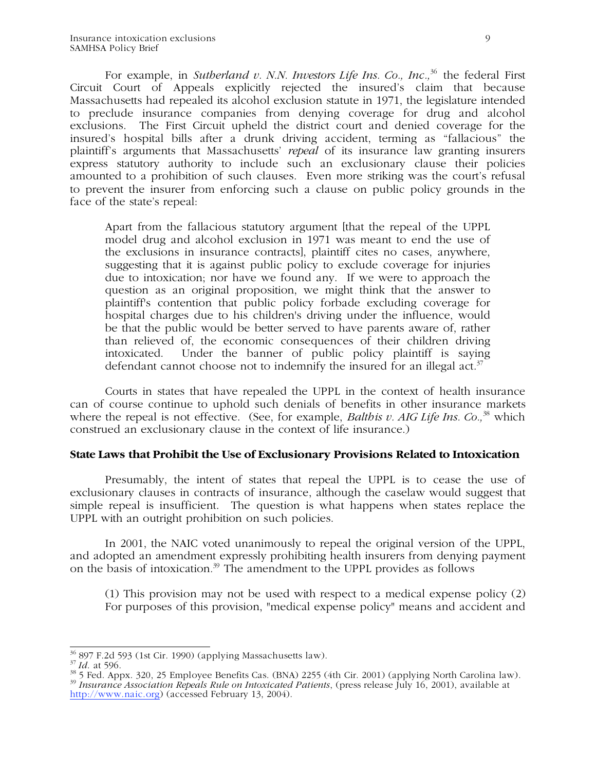For example, in *Sutherland v. N.N. Investors Life Ins. Co., Inc.,*[36] the federal First Circuit Court of Appeals explicitly rejected the insured's claim that because Massachusetts had repealed its alcohol exclusion statute in 1971, the legislature intended to preclude insurance companies from denying coverage for drug and alcohol exclusions. The First Circuit upheld the district court and denied coverage for the insured's hospital bills after a drunk driving accident, terming as "fallacious" the plaintiff's arguments that Massachusetts' *repeal* of its insurance law granting insurers express statutory authority to include such an exclusionary clause their policies amounted to a prohibition of such clauses. Even more striking was the court's refusal to prevent the insurer from enforcing such a clause on public policy grounds in the face of the state's repeal:

> Apart from the fallacious statutory argument [that the repeal of the UPPL model drug and alcohol exclusion in 1971 was meant to end the use of the exclusions in insurance contracts], plaintiff cites no cases, anywhere, suggesting that it is against public policy to exclude coverage for injuries due to intoxication; nor have we found any. If we were to approach the question as an original proposition, we might think that the answer to plaintiff's contention that public policy forbade excluding coverage for hospital charges due to his children's driving under the influence, would be that the public would be better served to have parents aware of, rather than relieved of, the economic consequences of their children driving intoxicated. Under the banner of public policy plaintiff is saying defendant cannot choose not to indemnify the insured for an illegal act.[37]

Courts in states that have repealed the UPPL in the context of health insurance can of course continue to uphold such denials of benefits in other insurance markets where the repeal is not effective. (See, for example, *Balthis v. AIG Life Ins. Co.,*[38] which construed an exclusionary clause in the context of life insurance.)

**State Laws that Prohibit the Use of Exclusionary Provisions Related to Intoxication**

Presumably, the intent of states that repeal the UPPL is to cease the use of exclusionary clauses in contracts of insurance, although the caselaw would suggest that simple repeal is insufficient. The question is what happens when states replace the UPPL with an outright prohibition on such policies.

In 2001, the NAIC voted unanimously to repeal the original version of the UPPL, and adopted an amendment expressly prohibiting health insurers from denying payment on the basis of intoxication.[39] The amendment to the UPPL provides as follows

> (1) This provision may not be used with respect to a medical expense policy (2) For purposes of this provision, "medical expense policy" means and accident and

---

[36] 897 F.2d 593 (1st Cir. 1990) (applying Massachusetts law).

[37] *Id.* at 596.

[38] 5 Fed. Appx. 320, 25 Employee Benefits Cas. (BNA) 2255 (4th Cir. 2001) (applying North Carolina law).

[39] *Insurance Association Repeals Rule on Intoxicated Patients*, (press release July 16, 2001), available at http://www.naic.org) (accessed February 13, 2004).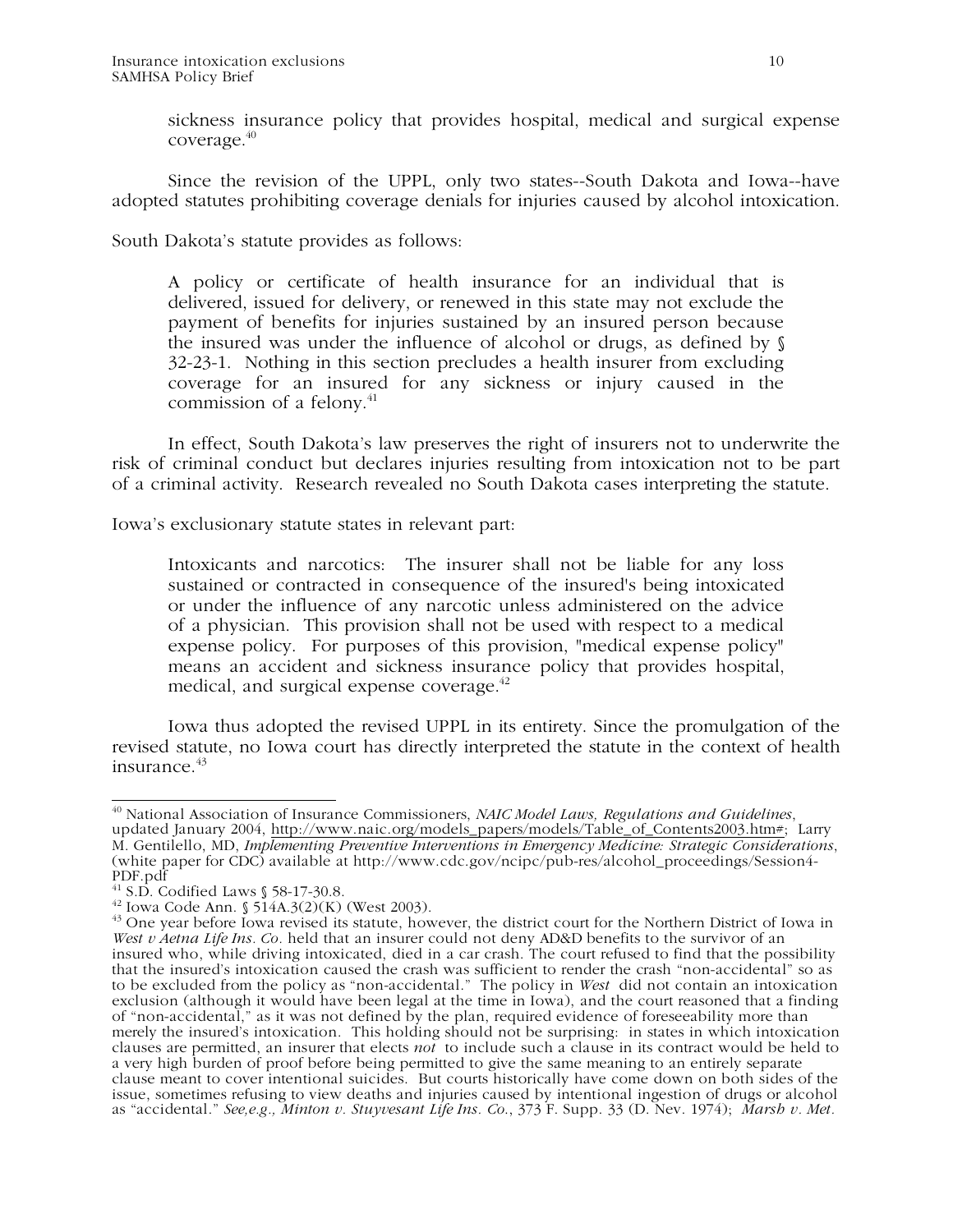sickness insurance policy that provides hospital, medical and surgical expense coverage.[40]

Since the revision of the UPPL, only two states--South Dakota and Iowa--have adopted statutes prohibiting coverage denials for injuries caused by alcohol intoxication.

South Dakota's statute provides as follows:

> A policy or certificate of health insurance for an individual that is delivered, issued for delivery, or renewed in this state may not exclude the payment of benefits for injuries sustained by an insured person because the insured was under the influence of alcohol or drugs, as defined by § 32-23-1. Nothing in this section precludes a health insurer from excluding coverage for an insured for any sickness or injury caused in the commission of a felony.[41]

In effect, South Dakota's law preserves the right of insurers not to underwrite the risk of criminal conduct but declares injuries resulting from intoxication not to be part of a criminal activity. Research revealed no South Dakota cases interpreting the statute.

Iowa's exclusionary statute states in relevant part:

> Intoxicants and narcotics: The insurer shall not be liable for any loss sustained or contracted in consequence of the insured's being intoxicated or under the influence of any narcotic unless administered on the advice of a physician. This provision shall not be used with respect to a medical expense policy. For purposes of this provision, "medical expense policy" means an accident and sickness insurance policy that provides hospital, medical, and surgical expense coverage.[42]

Iowa thus adopted the revised UPPL in its entirety. Since the promulgation of the revised statute, no Iowa court has directly interpreted the statute in the context of health insurance.[43]

---

[40] National Association of Insurance Commissioners, *NAIC Model Laws, Regulations and Guidelines*, updated January 2004, http://www.naic.org/models_papers/models/Table_of_Contents2003.htm#; Larry M. Gentilello, MD, *Implementing Preventive Interventions in Emergency Medicine: Strategic Considerations*, (white paper for CDC) available at http://www.cdc.gov/ncipc/pub-res/alcohol_proceedings/Session4-PDF.pdf

[41] S.D. Codified Laws § 58-17-30.8.

[42] Iowa Code Ann. § 514A.3(2)(K) (West 2003).

[43] One year before Iowa revised its statute, however, the district court for the Northern District of Iowa in *West v Aetna Life Ins. Co.* held that an insurer could not deny AD&D benefits to the survivor of an insured who, while driving intoxicated, died in a car crash. The court refused to find that the possibility that the insured's intoxication caused the crash was sufficient to render the crash "non-accidental" so as to be excluded from the policy as "non-accidental." The policy in *West* did not contain an intoxication exclusion (although it would have been legal at the time in Iowa), and the court reasoned that a finding of "non-accidental," as it was not defined by the plan, required evidence of foreseeability more than merely the insured's intoxication. This holding should not be surprising: in states in which intoxication clauses are permitted, an insurer that elects *not* to include such a clause in its contract would be held to a very high burden of proof before being permitted to give the same meaning to an entirely separate clause meant to cover intentional suicides. But courts historically have come down on both sides of the issue, sometimes refusing to view deaths and injuries caused by intentional ingestion of drugs or alcohol as "accidental." *See,e.g., Minton v. Stuyvesant Life Ins. Co.*, 373 F. Supp. 33 (D. Nev. 1974); *Marsh v. Met.*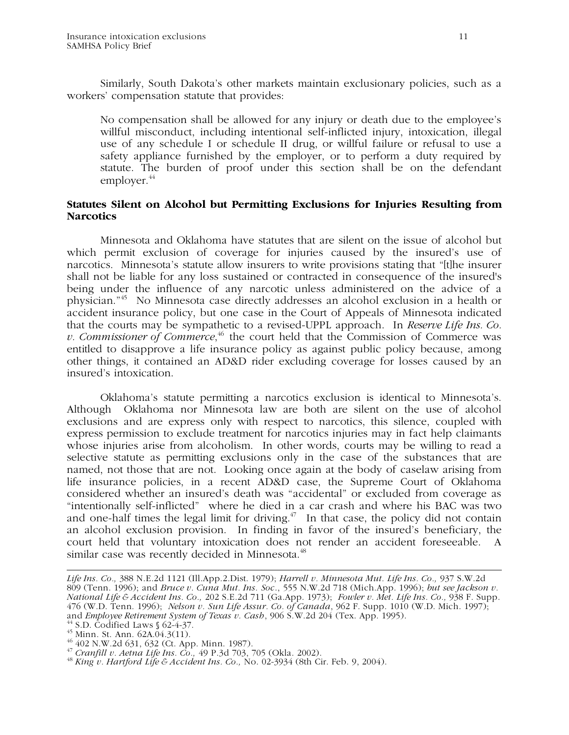Similarly, South Dakota's other markets maintain exclusionary policies, such as a workers' compensation statute that provides:

> No compensation shall be allowed for any injury or death due to the employee's willful misconduct, including intentional self-inflicted injury, intoxication, illegal use of any schedule I or schedule II drug, or willful failure or refusal to use a safety appliance furnished by the employer, or to perform a duty required by statute. The burden of proof under this section shall be on the defendant employer.[44]

### Statutes Silent on Alcohol but Permitting Exclusions for Injuries Resulting from Narcotics

Minnesota and Oklahoma have statutes that are silent on the issue of alcohol but which permit exclusion of coverage for injuries caused by the insured's use of narcotics. Minnesota's statute allow insurers to write provisions stating that "[t]he insurer shall not be liable for any loss sustained or contracted in consequence of the insured's being under the influence of any narcotic unless administered on the advice of a physician."[45] No Minnesota case directly addresses an alcohol exclusion in a health or accident insurance policy, but one case in the Court of Appeals of Minnesota indicated that the courts may be sympathetic to a revised-UPPL approach. In *Reserve Life Ins. Co. v. Commissioner of Commerce*,[46] the court held that the Commission of Commerce was entitled to disapprove a life insurance policy as against public policy because, among other things, it contained an AD&D rider excluding coverage for losses caused by an insured's intoxication.

Oklahoma's statute permitting a narcotics exclusion is identical to Minnesota's. Although Oklahoma nor Minnesota law are both are silent on the use of alcohol exclusions and are express only with respect to narcotics, this silence, coupled with express permission to exclude treatment for narcotics injuries may in fact help claimants whose injuries arise from alcoholism. In other words, courts may be willing to read a selective statute as permitting exclusions only in the case of the substances that are named, not those that are not. Looking once again at the body of caselaw arising from life insurance policies, in a recent AD&D case, the Supreme Court of Oklahoma considered whether an insured's death was "accidental" or excluded from coverage as "intentionally self-inflicted" where he died in a car crash and where his BAC was two and one-half times the legal limit for driving.[47] In that case, the policy did not contain an alcohol exclusion provision. In finding in favor of the insured's beneficiary, the court held that voluntary intoxication does not render an accident foreseeable. A similar case was recently decided in Minnesota.[48]

---

*Life Ins. Co.,* 388 N.E.2d 1121 (Ill.App.2.Dist. 1979); *Harrell v. Minnesota Mut. Life Ins. Co.,* 937 S.W.2d 809 (Tenn. 1996); and *Bruce v. Cuna Mut. Ins. Soc*., 555 N.W.2d 718 (Mich.App. 1996); *but see Jackson v. National Life & Accident Ins. Co.,* 202 S.E.2d 711 (Ga.App. 1973); *Fowler v. Met. Life Ins. Co.,* 938 F. Supp. 476 (W.D. Tenn. 1996); *Nelson v. Sun Life Assur. Co. of Canada*, 962 F. Supp. 1010 (W.D. Mich. 1997); and *Employee Retirement System of Texas v. Cash*, 906 S.W.2d 204 (Tex. App. 1995).

[44] S.D. Codified Laws § 62-4-37.

[45] Minn. St. Ann. 62A.04.3(11).

[46] 402 N.W.2d 631, 632 (Ct. App. Minn. 1987).

[47] *Cranfill v. Aetna Life Ins. Co.,* 49 P.3d 703, 705 (Okla. 2002).

[48] *King v. Hartford Life & Accident Ins. Co.,* No. 02-3934 (8th Cir. Feb. 9, 2004).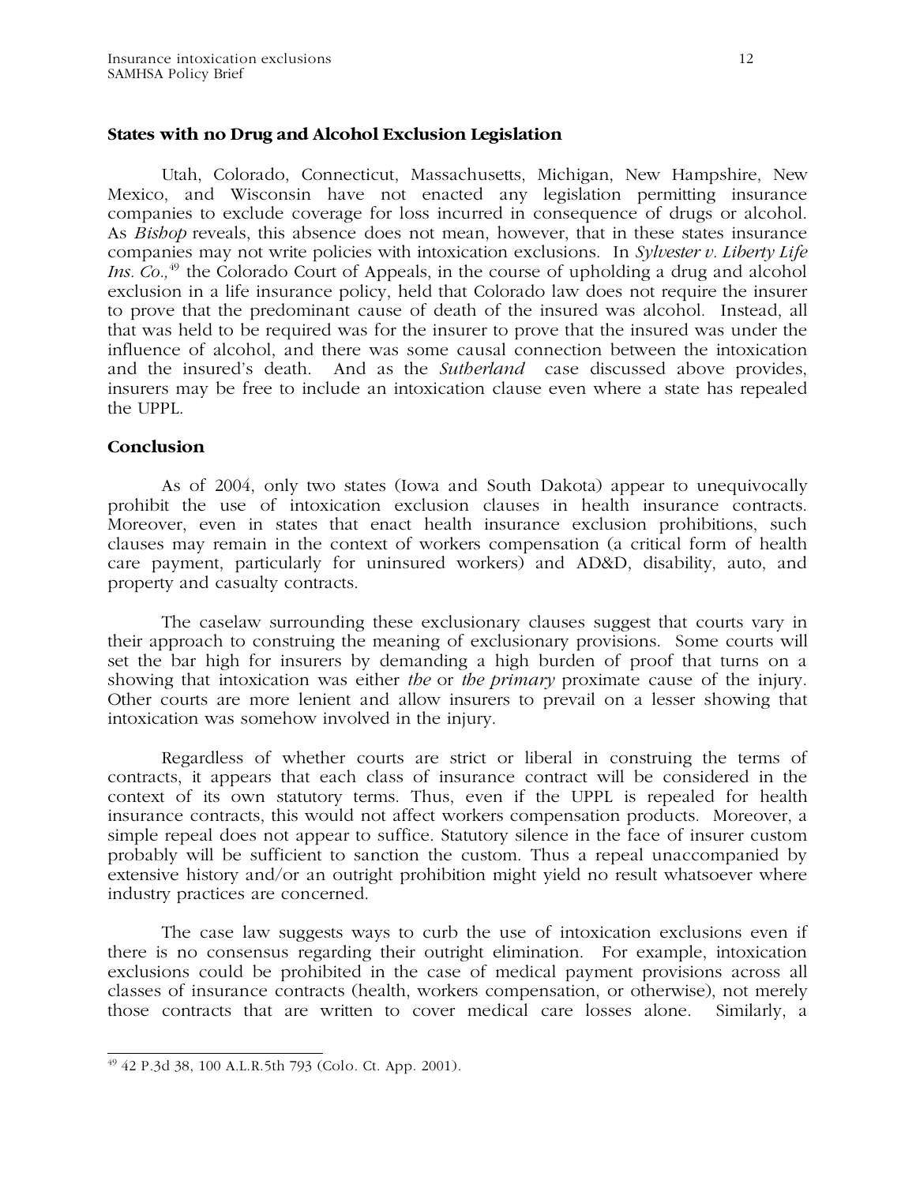### States with no Drug and Alcohol Exclusion Legislation

Utah, Colorado, Connecticut, Massachusetts, Michigan, New Hampshire, New Mexico, and Wisconsin have not enacted any legislation permitting insurance companies to exclude coverage for loss incurred in consequence of drugs or alcohol. As *Bishop* reveals, this absence does not mean, however, that in these states insurance companies may not write policies with intoxication exclusions. In *Sylvester v. Liberty Life Ins. Co.,*[49] the Colorado Court of Appeals, in the course of upholding a drug and alcohol exclusion in a life insurance policy, held that Colorado law does not require the insurer to prove that the predominant cause of death of the insured was alcohol. Instead, all that was held to be required was for the insurer to prove that the insured was under the influence of alcohol, and there was some causal connection between the intoxication and the insured's death. And as the *Sutherland* case discussed above provides, insurers may be free to include an intoxication clause even where a state has repealed the UPPL.

### Conclusion

As of 2004, only two states (Iowa and South Dakota) appear to unequivocally prohibit the use of intoxication exclusion clauses in health insurance contracts. Moreover, even in states that enact health insurance exclusion prohibitions, such clauses may remain in the context of workers compensation (a critical form of health care payment, particularly for uninsured workers) and AD&D, disability, auto, and property and casualty contracts.

The caselaw surrounding these exclusionary clauses suggest that courts vary in their approach to construing the meaning of exclusionary provisions. Some courts will set the bar high for insurers by demanding a high burden of proof that turns on a showing that intoxication was either *the* or *the primary* proximate cause of the injury. Other courts are more lenient and allow insurers to prevail on a lesser showing that intoxication was somehow involved in the injury.

Regardless of whether courts are strict or liberal in construing the terms of contracts, it appears that each class of insurance contract will be considered in the context of its own statutory terms. Thus, even if the UPPL is repealed for health insurance contracts, this would not affect workers compensation products. Moreover, a simple repeal does not appear to suffice. Statutory silence in the face of insurer custom probably will be sufficient to sanction the custom. Thus a repeal unaccompanied by extensive history and/or an outright prohibition might yield no result whatsoever where industry practices are concerned.

The case law suggests ways to curb the use of intoxication exclusions even if there is no consensus regarding their outright elimination. For example, intoxication exclusions could be prohibited in the case of medical payment provisions across all classes of insurance contracts (health, workers compensation, or otherwise), not merely those contracts that are written to cover medical care losses alone. Similarly, a

---

[49] 42 P.3d 38, 100 A.L.R.5th 793 (Colo. Ct. App. 2001).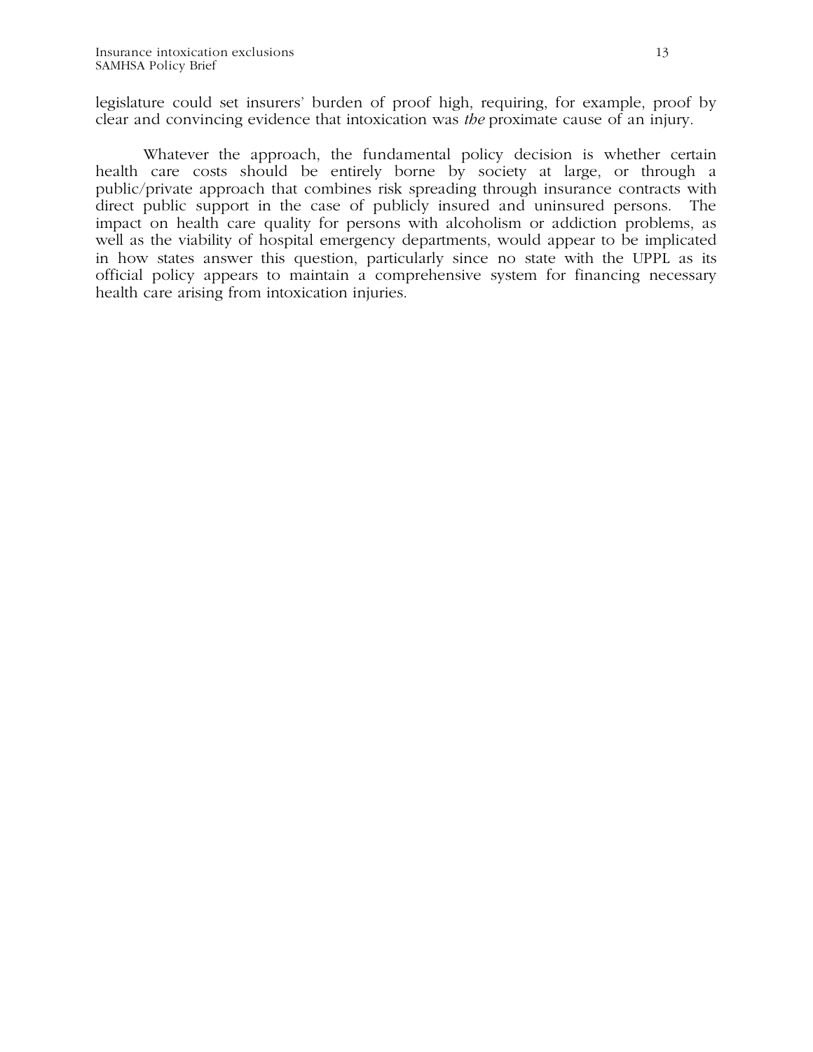legislature could set insurers' burden of proof high, requiring, for example, proof by clear and convincing evidence that intoxication was *the* proximate cause of an injury.

Whatever the approach, the fundamental policy decision is whether certain health care costs should be entirely borne by society at large, or through a public/private approach that combines risk spreading through insurance contracts with direct public support in the case of publicly insured and uninsured persons. The impact on health care quality for persons with alcoholism or addiction problems, as well as the viability of hospital emergency departments, would appear to be implicated in how states answer this question, particularly since no state with the UPPL as its official policy appears to maintain a comprehensive system for financing necessary health care arising from intoxication injuries.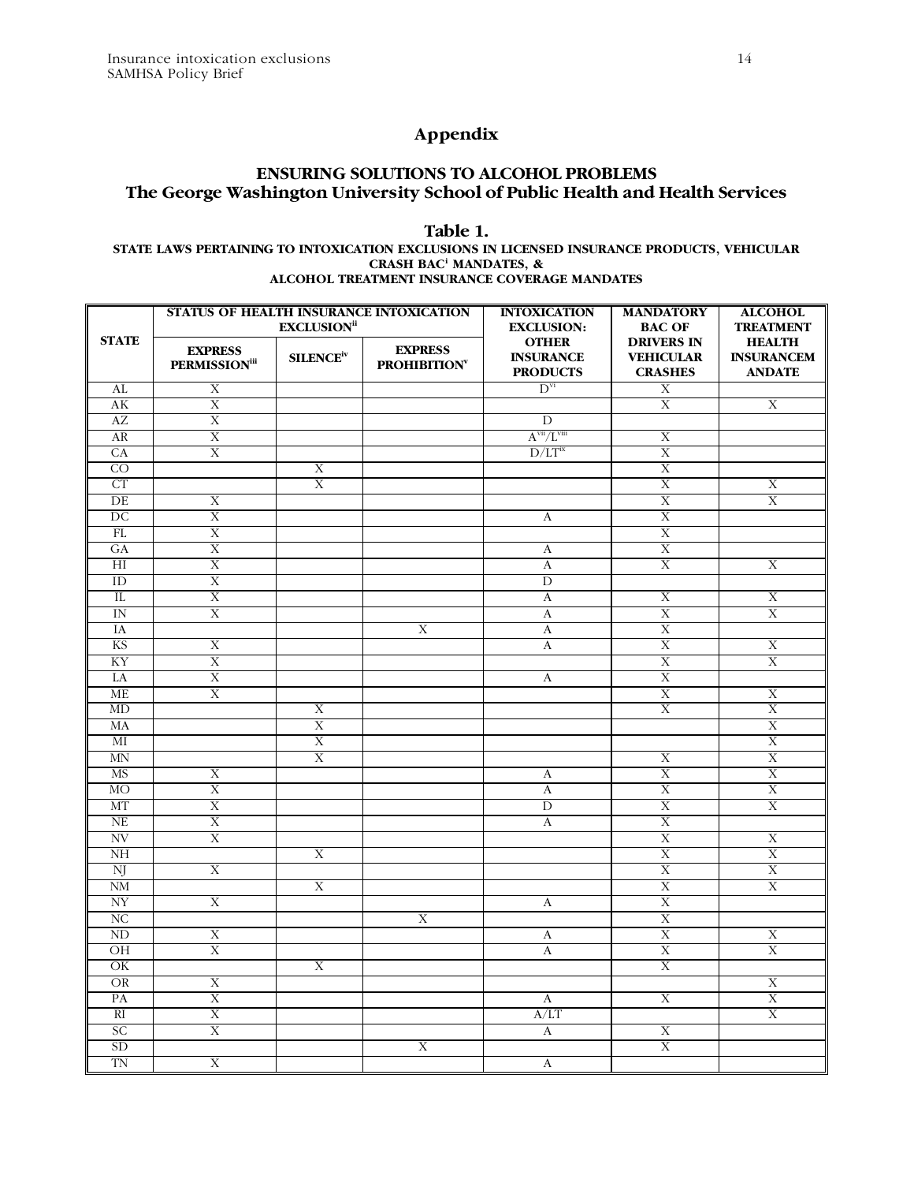## Appendix

### ENSURING SOLUTIONS TO ALCOHOL PROBLEMS
### The George Washington University School of Public Health and Health Services

### Table 1.

**STATE LAWS PERTAINING TO INTOXICATION EXCLUSIONS IN LICENSED INSURANCE PRODUCTS, VEHICULAR CRASH BAC[i] MANDATES, & ALCOHOL TREATMENT INSURANCE COVERAGE MANDATES**

| STATE | STATUS OF HEALTH INSURANCE INTOXICATION EXCLUSION[ii] | | | INTOXICATION EXCLUSION: OTHER INSURANCE PRODUCTS | MANDATORY BAC OF DRIVERS IN VEHICULAR CRASHES | ALCOHOL TREATMENT HEALTH INSURANCEM ANDATE |
|---|---|---|---|---|---|---|
| | EXPRESS PERMISSION[iii] | SILENCE[iv] | EXPRESS PROHIBITION[v] | | | |
| AL | X | | | D[vi] | X | |
| AK | X | | | | X | X |
| AZ | X | | | D | | |
| AR | X | | | A[vii]/L[viii] | X | |
| CA | X | | | D/LT[ix] | X | |
| CO | | X | | | X | |
| CT | | X | | | X | X |
| DE | X | | | | X | X |
| DC | X | | | A | X | |
| FL | X | | | | X | |
| GA | X | | | A | X | |
| HI | X | | | A | X | X |
| ID | X | | | D | | |
| IL | X | | | A | X | X |
| IN | X | | | A | X | X |
| IA | | | X | A | X | |
| KS | X | | | A | X | X |
| KY | X | | | | X | X |
| LA | X | | | A | X | |
| ME | X | | | | X | X |
| MD | | X | | | X | X |
| MA | | X | | | | X |
| MI | | X | | | | X |
| MN | | X | | | X | X |
| MS | X | | | A | X | X |
| MO | X | | | A | X | X |
| MT | X | | | D | X | X |
| NE | X | | | A | X | |
| NV | X | | | | X | X |
| NH | | X | | | X | X |
| NJ | X | | | | X | X |
| NM | | X | | | X | X |
| NY | X | | | A | X | |
| NC | | | X | | X | |
| ND | X | | | A | X | X |
| OH | X | | | A | X | X |
| OK | | X | | | X | |
| OR | X | | | | | X |
| PA | X | | | A | X | X |
| RI | X | | | A/LT | | X |
| SC | X | | | A | X | |
| SD | | | X | | X | |
| TN | X | | | A | | |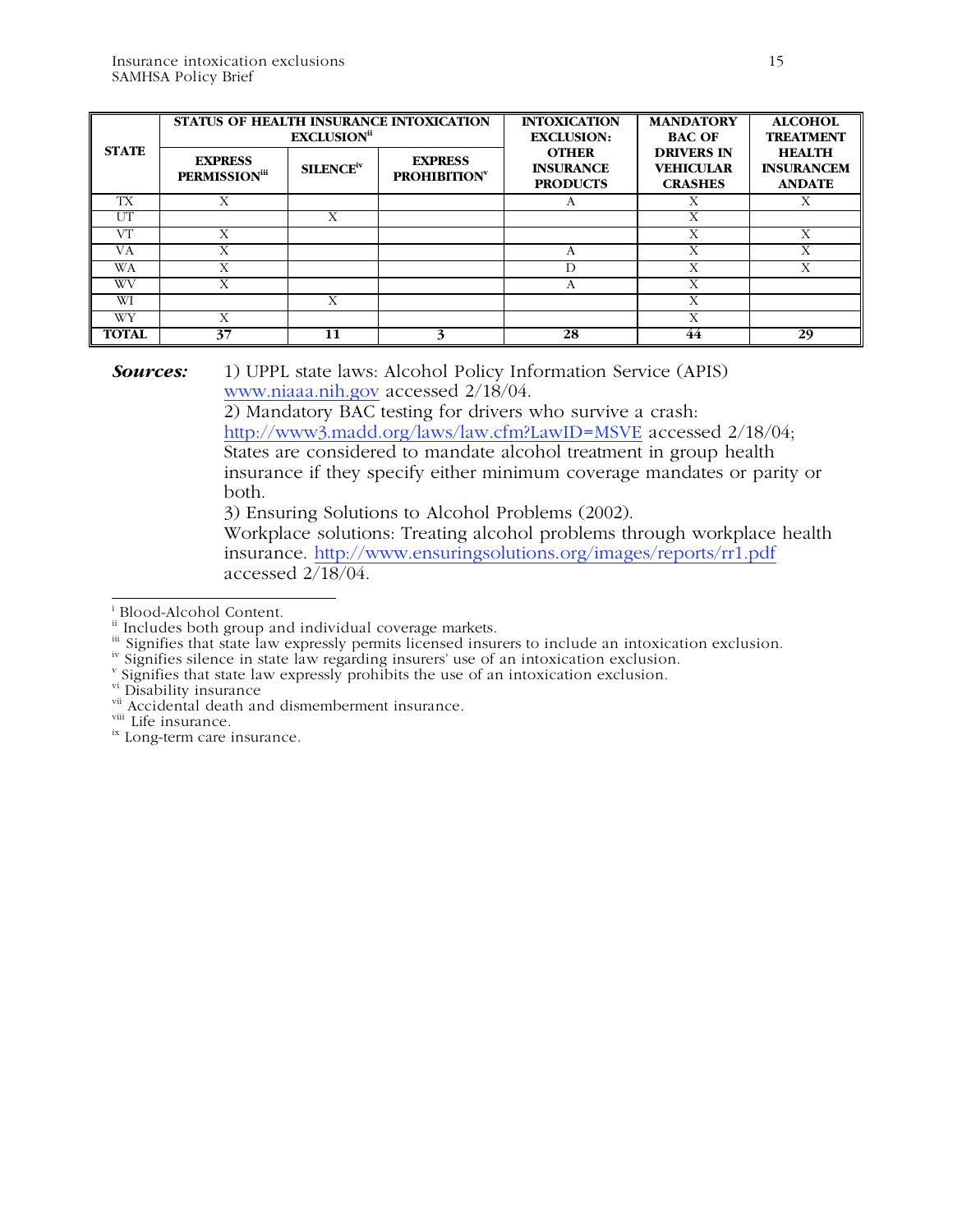| STATE | STATUS OF HEALTH INSURANCE INTOXICATION EXCLUSION[ii] | | | INTOXICATION EXCLUSION: OTHER INSURANCE PRODUCTS | MANDATORY BAC OF DRIVERS IN VEHICULAR CRASHES | ALCOHOL TREATMENT HEALTH INSURANCEM ANDATE |
|---|---|---|---|---|---|---|
| | EXPRESS PERMISSION[iii] | SILENCE[iv] | EXPRESS PROHIBITION[v] | | | |
| TX | X | | | A | X | X |
| UT | | X | | | X | |
| VT | X | | | | X | X |
| VA | X | | | A | X | X |
| WA | X | | | D | X | X |
| WV | X | | | A | X | |
| WI | | X | | | X | |
| WY | X | | | | X | |
| **TOTAL** | **37** | **11** | **3** | **28** | **44** | **29** |

***Sources:*** 1) UPPL state laws: Alcohol Policy Information Service (APIS) www.niaaa.nih.gov accessed 2/18/04.
2) Mandatory BAC testing for drivers who survive a crash: http://www3.madd.org/laws/law.cfm?LawID=MSVE accessed 2/18/04; States are considered to mandate alcohol treatment in group health insurance if they specify either minimum coverage mandates or parity or both.
3) Ensuring Solutions to Alcohol Problems (2002). Workplace solutions: Treating alcohol problems through workplace health insurance. http://www.ensuringsolutions.org/images/reports/rr1.pdf accessed 2/18/04.

---

[i] Blood-Alcohol Content.
[ii] Includes both group and individual coverage markets.
[iii] Signifies that state law expressly permits licensed insurers to include an intoxication exclusion.
[iv] Signifies silence in state law regarding insurers' use of an intoxication exclusion.
[v] Signifies that state law expressly prohibits the use of an intoxication exclusion.
[vi] Disability insurance
[vii] Accidental death and dismemberment insurance.
[viii] Life insurance.
[ix] Long-term care insurance.